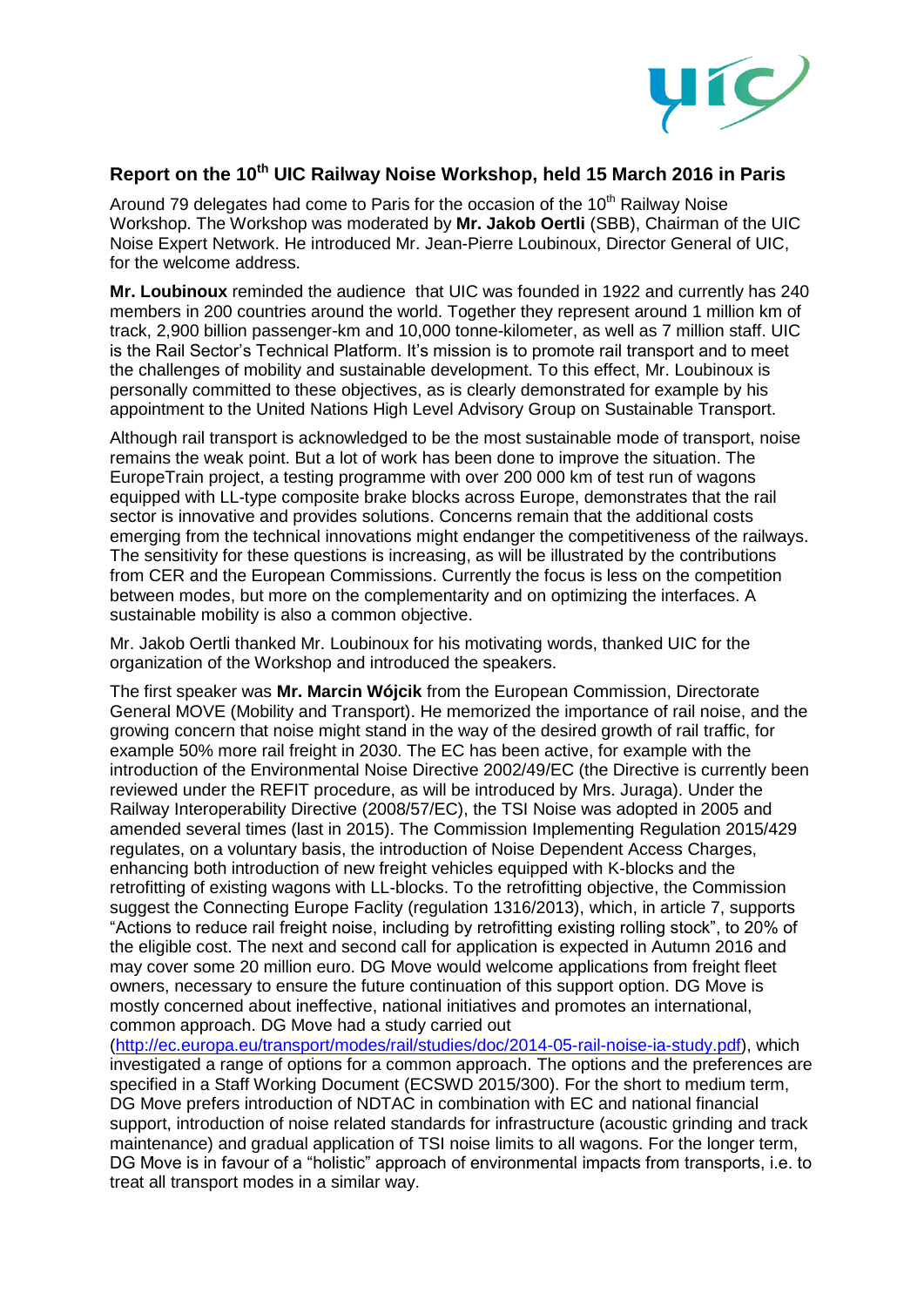## Report on the 10th UIC Railway Noise Workshop, held 15 March 2016 in Paris

Around 79 delegates had come to Paris for the occasion of the 10th Railway Noise Workshop. The Workshop was moderated by **Mr. Jakob Oertli** (SBB), Chairman of the UIC Noise Expert Network. He introduced Mr. Jean-Pierre Loubinoux, Director General of UIC, for the welcome address.

**Mr. Loubinoux** reminded the audience that UIC was founded in 1922 and currently has 240 members in 200 countries around the world. Together they represent around 1 million km of track, 2,900 billion passenger-km and 10,000 tonne-kilometer, as well as 7 million staff. UIC is the Rail Sector's Technical Platform. It's mission is to promote rail transport and to meet the challenges of mobility and sustainable development. To this effect, Mr. Loubinoux is personally committed to these objectives, as is clearly demonstrated for example by his appointment to the United Nations High Level Advisory Group on Sustainable Transport.

Although rail transport is acknowledged to be the most sustainable mode of transport, noise remains the weak point. But a lot of work has been done to improve the situation. The EuropeTrain project, a testing programme with over 200 000 km of test run of wagons equipped with LL-type composite brake blocks across Europe, demonstrates that the rail sector is innovative and provides solutions. Concerns remain that the additional costs emerging from the technical innovations might endanger the competitiveness of the railways. The sensitivity for these questions is increasing, as will be illustrated by the contributions from CER and the European Commissions. Currently the focus is less on the competition between modes, but more on the complementarity and on optimizing the interfaces. A sustainable mobility is also a common objective.

Mr. Jakob Oertli thanked Mr. Loubinoux for his motivating words, thanked UIC for the organization of the Workshop and introduced the speakers.

The first speaker was **Mr. Marcin Wójcik** from the European Commission, Directorate General MOVE (Mobility and Transport). He memorized the importance of rail noise, and the growing concern that noise might stand in the way of the desired growth of rail traffic, for example 50% more rail freight in 2030. The EC has been active, for example with the introduction of the Environmental Noise Directive 2002/49/EC (the Directive is currently been reviewed under the REFIT procedure, as will be introduced by Mrs. Juraga). Under the Railway Interoperability Directive (2008/57/EC), the TSI Noise was adopted in 2005 and amended several times (last in 2015). The Commission Implementing Regulation 2015/429 regulates, on a voluntary basis, the introduction of Noise Dependent Access Charges, enhancing both introduction of new freight vehicles equipped with K-blocks and the retrofitting of existing wagons with LL-blocks. To the retrofitting objective, the Commission suggest the Connecting Europe Faclity (regulation 1316/2013), which, in article 7, supports "Actions to reduce rail freight noise, including by retrofitting existing rolling stock", to 20% of the eligible cost. The next and second call for application is expected in Autumn 2016 and may cover some 20 million euro. DG Move would welcome applications from freight fleet owners, necessary to ensure the future continuation of this support option. DG Move is mostly concerned about ineffective, national initiatives and promotes an international, common approach. DG Move had a study carried out (http://ec.europa.eu/transport/modes/rail/studies/doc/2014-05-rail-noise-ia-study.pdf), which investigated a range of options for a common approach. The options and the preferences are specified in a Staff Working Document (ECSWD 2015/300). For the short to medium term, DG Move prefers introduction of NDTAC in combination with EC and national financial support, introduction of noise related standards for infrastructure (acoustic grinding and track maintenance) and gradual application of TSI noise limits to all wagons. For the longer term, DG Move is in favour of a "holistic" approach of environmental impacts from transports, i.e. to treat all transport modes in a similar way.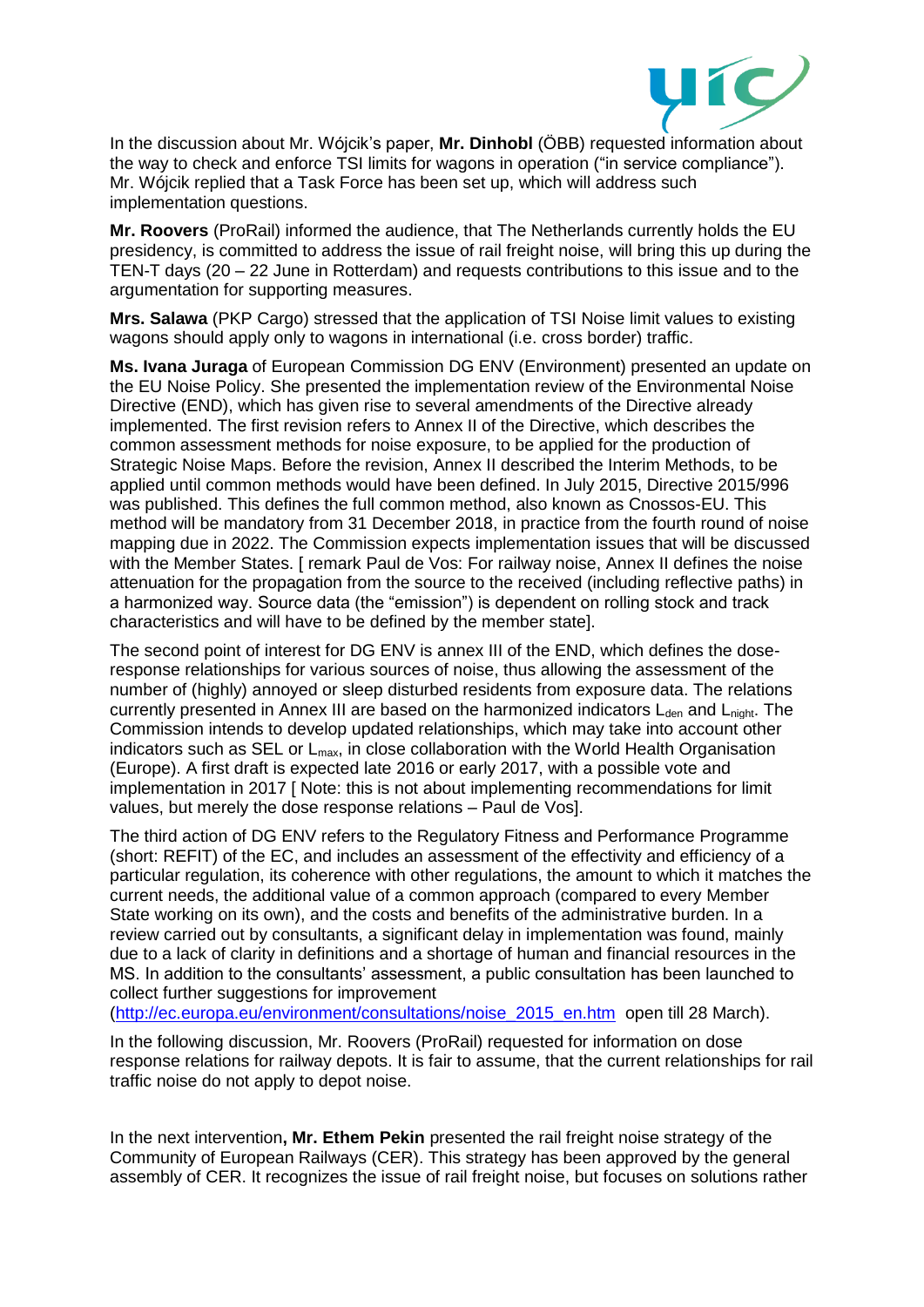In the discussion about Mr. Wójcik's paper, **Mr. Dinhobl** (ÖBB) requested information about the way to check and enforce TSI limits for wagons in operation ("in service compliance"). Mr. Wójcik replied that a Task Force has been set up, which will address such implementation questions.

**Mr. Roovers** (ProRail) informed the audience, that The Netherlands currently holds the EU presidency, is committed to address the issue of rail freight noise, will bring this up during the TEN-T days (20 – 22 June in Rotterdam) and requests contributions to this issue and to the argumentation for supporting measures.

**Mrs. Salawa** (PKP Cargo) stressed that the application of TSI Noise limit values to existing wagons should apply only to wagons in international (i.e. cross border) traffic.

**Ms. Ivana Juraga** of European Commission DG ENV (Environment) presented an update on the EU Noise Policy. She presented the implementation review of the Environmental Noise Directive (END), which has given rise to several amendments of the Directive already implemented. The first revision refers to Annex II of the Directive, which describes the common assessment methods for noise exposure, to be applied for the production of Strategic Noise Maps. Before the revision, Annex II described the Interim Methods, to be applied until common methods would have been defined. In July 2015, Directive 2015/996 was published. This defines the full common method, also known as Cnossos-EU. This method will be mandatory from 31 December 2018, in practice from the fourth round of noise mapping due in 2022. The Commission expects implementation issues that will be discussed with the Member States. [ remark Paul de Vos: For railway noise, Annex II defines the noise attenuation for the propagation from the source to the received (including reflective paths) in a harmonized way. Source data (the "emission") is dependent on rolling stock and track characteristics and will have to be defined by the member state].

The second point of interest for DG ENV is annex III of the END, which defines the dose-response relationships for various sources of noise, thus allowing the assessment of the number of (highly) annoyed or sleep disturbed residents from exposure data. The relations currently presented in Annex III are based on the harmonized indicators $L_{den}$ and $L_{night}$. The Commission intends to develop updated relationships, which may take into account other indicators such as SEL or $L_{max}$, in close collaboration with the World Health Organisation (Europe). A first draft is expected late 2016 or early 2017, with a possible vote and implementation in 2017 [ Note: this is not about implementing recommendations for limit values, but merely the dose response relations – Paul de Vos].

The third action of DG ENV refers to the Regulatory Fitness and Performance Programme (short: REFIT) of the EC, and includes an assessment of the effectivity and efficiency of a particular regulation, its coherence with other regulations, the amount to which it matches the current needs, the additional value of a common approach (compared to every Member State working on its own), and the costs and benefits of the administrative burden. In a review carried out by consultants, a significant delay in implementation was found, mainly due to a lack of clarity in definitions and a shortage of human and financial resources in the MS. In addition to the consultants' assessment, a public consultation has been launched to collect further suggestions for improvement (http://ec.europa.eu/environment/consultations/noise_2015_en.htm open till 28 March).

In the following discussion, Mr. Roovers (ProRail) requested for information on dose response relations for railway depots. It is fair to assume, that the current relationships for rail traffic noise do not apply to depot noise.

In the next intervention**, Mr. Ethem Pekin** presented the rail freight noise strategy of the Community of European Railways (CER). This strategy has been approved by the general assembly of CER. It recognizes the issue of rail freight noise, but focuses on solutions rather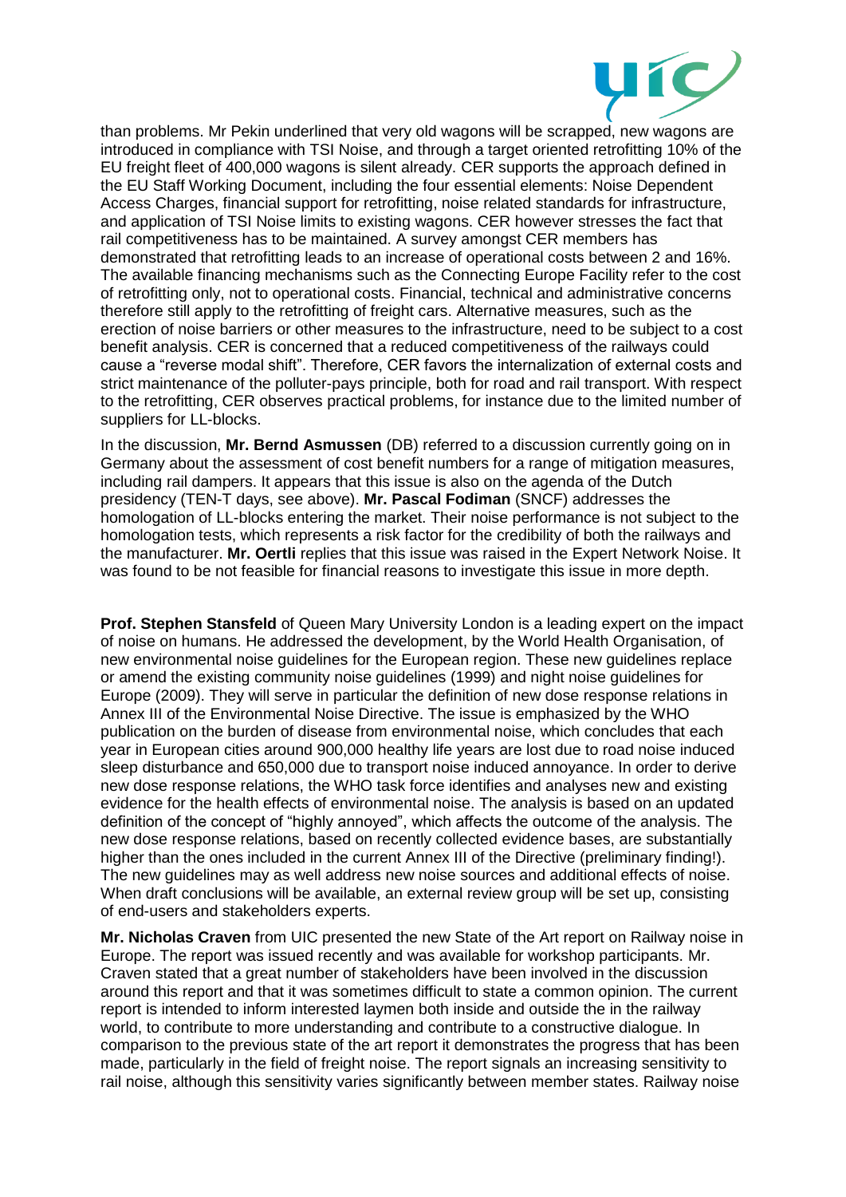than problems. Mr Pekin underlined that very old wagons will be scrapped, new wagons are introduced in compliance with TSI Noise, and through a target oriented retrofitting 10% of the EU freight fleet of 400,000 wagons is silent already. CER supports the approach defined in the EU Staff Working Document, including the four essential elements: Noise Dependent Access Charges, financial support for retrofitting, noise related standards for infrastructure, and application of TSI Noise limits to existing wagons. CER however stresses the fact that rail competitiveness has to be maintained. A survey amongst CER members has demonstrated that retrofitting leads to an increase of operational costs between 2 and 16%. The available financing mechanisms such as the Connecting Europe Facility refer to the cost of retrofitting only, not to operational costs. Financial, technical and administrative concerns therefore still apply to the retrofitting of freight cars. Alternative measures, such as the erection of noise barriers or other measures to the infrastructure, need to be subject to a cost benefit analysis. CER is concerned that a reduced competitiveness of the railways could cause a "reverse modal shift". Therefore, CER favors the internalization of external costs and strict maintenance of the polluter-pays principle, both for road and rail transport. With respect to the retrofitting, CER observes practical problems, for instance due to the limited number of suppliers for LL-blocks.

In the discussion, **Mr. Bernd Asmussen** (DB) referred to a discussion currently going on in Germany about the assessment of cost benefit numbers for a range of mitigation measures, including rail dampers. It appears that this issue is also on the agenda of the Dutch presidency (TEN-T days, see above). **Mr. Pascal Fodiman** (SNCF) addresses the homologation of LL-blocks entering the market. Their noise performance is not subject to the homologation tests, which represents a risk factor for the credibility of both the railways and the manufacturer. **Mr. Oertli** replies that this issue was raised in the Expert Network Noise. It was found to be not feasible for financial reasons to investigate this issue in more depth.

**Prof. Stephen Stansfeld** of Queen Mary University London is a leading expert on the impact of noise on humans. He addressed the development, by the World Health Organisation, of new environmental noise guidelines for the European region. These new guidelines replace or amend the existing community noise guidelines (1999) and night noise guidelines for Europe (2009). They will serve in particular the definition of new dose response relations in Annex III of the Environmental Noise Directive. The issue is emphasized by the WHO publication on the burden of disease from environmental noise, which concludes that each year in European cities around 900,000 healthy life years are lost due to road noise induced sleep disturbance and 650,000 due to transport noise induced annoyance. In order to derive new dose response relations, the WHO task force identifies and analyses new and existing evidence for the health effects of environmental noise. The analysis is based on an updated definition of the concept of "highly annoyed", which affects the outcome of the analysis. The new dose response relations, based on recently collected evidence bases, are substantially higher than the ones included in the current Annex III of the Directive (preliminary finding!). The new guidelines may as well address new noise sources and additional effects of noise. When draft conclusions will be available, an external review group will be set up, consisting of end-users and stakeholders experts.

**Mr. Nicholas Craven** from UIC presented the new State of the Art report on Railway noise in Europe. The report was issued recently and was available for workshop participants. Mr. Craven stated that a great number of stakeholders have been involved in the discussion around this report and that it was sometimes difficult to state a common opinion. The current report is intended to inform interested laymen both inside and outside the in the railway world, to contribute to more understanding and contribute to a constructive dialogue. In comparison to the previous state of the art report it demonstrates the progress that has been made, particularly in the field of freight noise. The report signals an increasing sensitivity to rail noise, although this sensitivity varies significantly between member states. Railway noise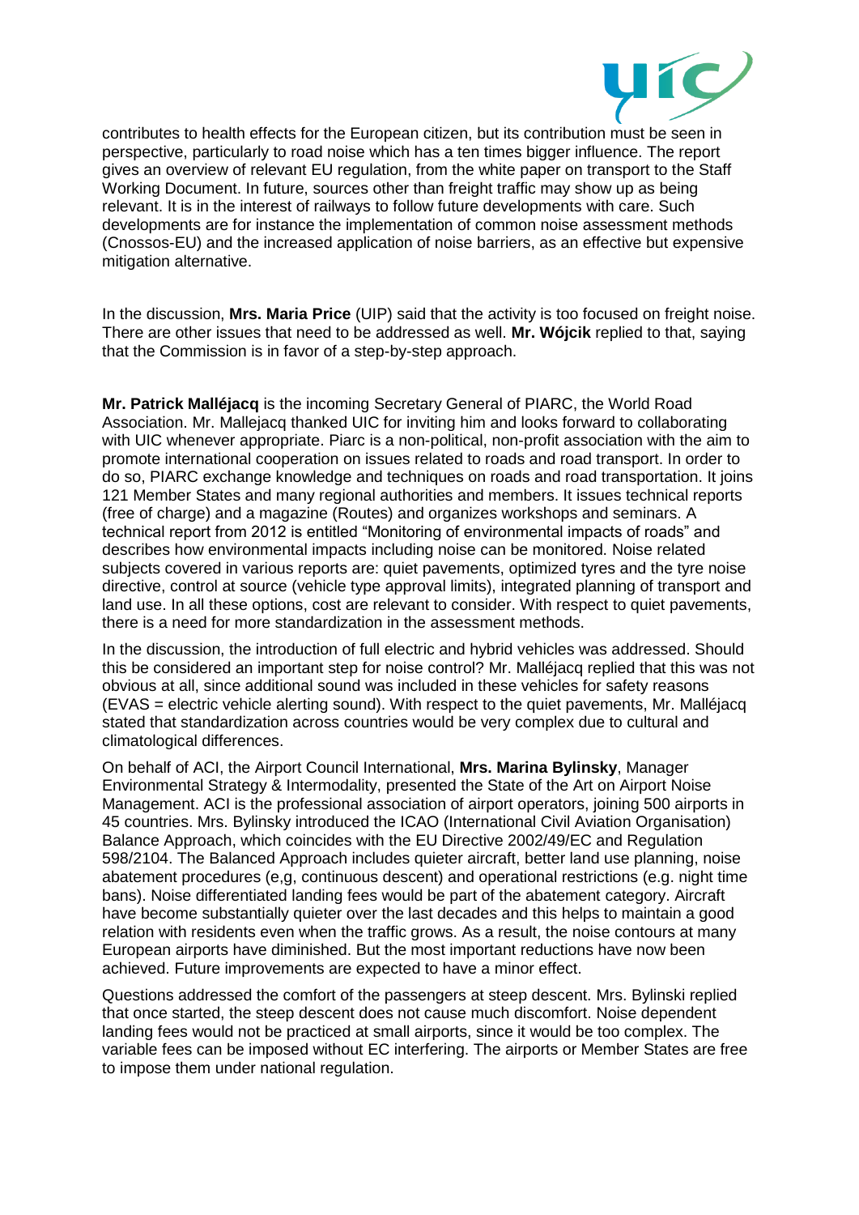contributes to health effects for the European citizen, but its contribution must be seen in perspective, particularly to road noise which has a ten times bigger influence. The report gives an overview of relevant EU regulation, from the white paper on transport to the Staff Working Document. In future, sources other than freight traffic may show up as being relevant. It is in the interest of railways to follow future developments with care. Such developments are for instance the implementation of common noise assessment methods (Cnossos-EU) and the increased application of noise barriers, as an effective but expensive mitigation alternative.

In the discussion, **Mrs. Maria Price** (UIP) said that the activity is too focused on freight noise. There are other issues that need to be addressed as well. **Mr. Wójcik** replied to that, saying that the Commission is in favor of a step-by-step approach.

**Mr. Patrick Malléjacq** is the incoming Secretary General of PIARC, the World Road Association. Mr. Mallejacq thanked UIC for inviting him and looks forward to collaborating with UIC whenever appropriate. Piarc is a non-political, non-profit association with the aim to promote international cooperation on issues related to roads and road transport. In order to do so, PIARC exchange knowledge and techniques on roads and road transportation. It joins 121 Member States and many regional authorities and members. It issues technical reports (free of charge) and a magazine (Routes) and organizes workshops and seminars. A technical report from 2012 is entitled "Monitoring of environmental impacts of roads" and describes how environmental impacts including noise can be monitored. Noise related subjects covered in various reports are: quiet pavements, optimized tyres and the tyre noise directive, control at source (vehicle type approval limits), integrated planning of transport and land use. In all these options, cost are relevant to consider. With respect to quiet pavements, there is a need for more standardization in the assessment methods.

In the discussion, the introduction of full electric and hybrid vehicles was addressed. Should this be considered an important step for noise control? Mr. Malléjacq replied that this was not obvious at all, since additional sound was included in these vehicles for safety reasons (EVAS = electric vehicle alerting sound). With respect to the quiet pavements, Mr. Malléjacq stated that standardization across countries would be very complex due to cultural and climatological differences.

On behalf of ACI, the Airport Council International, **Mrs. Marina Bylinsky**, Manager Environmental Strategy & Intermodality, presented the State of the Art on Airport Noise Management. ACI is the professional association of airport operators, joining 500 airports in 45 countries. Mrs. Bylinsky introduced the ICAO (International Civil Aviation Organisation) Balance Approach, which coincides with the EU Directive 2002/49/EC and Regulation 598/2104. The Balanced Approach includes quieter aircraft, better land use planning, noise abatement procedures (e,g, continuous descent) and operational restrictions (e.g. night time bans). Noise differentiated landing fees would be part of the abatement category. Aircraft have become substantially quieter over the last decades and this helps to maintain a good relation with residents even when the traffic grows. As a result, the noise contours at many European airports have diminished. But the most important reductions have now been achieved. Future improvements are expected to have a minor effect.

Questions addressed the comfort of the passengers at steep descent. Mrs. Bylinski replied that once started, the steep descent does not cause much discomfort. Noise dependent landing fees would not be practiced at small airports, since it would be too complex. The variable fees can be imposed without EC interfering. The airports or Member States are free to impose them under national regulation.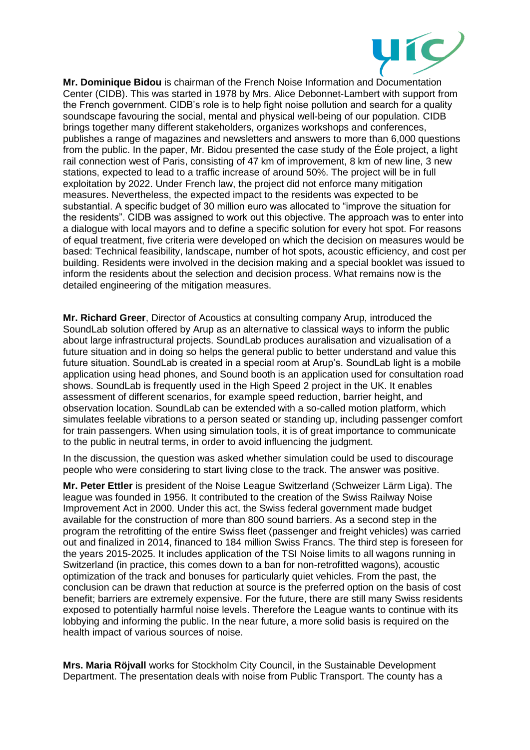**Mr. Dominique Bidou** is chairman of the French Noise Information and Documentation Center (CIDB). This was started in 1978 by Mrs. Alice Debonnet-Lambert with support from the French government. CIDB's role is to help fight noise pollution and search for a quality soundscape favouring the social, mental and physical well-being of our population. CIDB brings together many different stakeholders, organizes workshops and conferences, publishes a range of magazines and newsletters and answers to more than 6,000 questions from the public. In the paper, Mr. Bidou presented the case study of the Éole project, a light rail connection west of Paris, consisting of 47 km of improvement, 8 km of new line, 3 new stations, expected to lead to a traffic increase of around 50%. The project will be in full exploitation by 2022. Under French law, the project did not enforce many mitigation measures. Nevertheless, the expected impact to the residents was expected to be substantial. A specific budget of 30 million euro was allocated to "improve the situation for the residents". CIDB was assigned to work out this objective. The approach was to enter into a dialogue with local mayors and to define a specific solution for every hot spot. For reasons of equal treatment, five criteria were developed on which the decision on measures would be based: Technical feasibility, landscape, number of hot spots, acoustic efficiency, and cost per building. Residents were involved in the decision making and a special booklet was issued to inform the residents about the selection and decision process. What remains now is the detailed engineering of the mitigation measures.

**Mr. Richard Greer**, Director of Acoustics at consulting company Arup, introduced the SoundLab solution offered by Arup as an alternative to classical ways to inform the public about large infrastructural projects. SoundLab produces auralisation and vizualisation of a future situation and in doing so helps the general public to better understand and value this future situation. SoundLab is created in a special room at Arup's. SoundLab light is a mobile application using head phones, and Sound booth is an application used for consultation road shows. SoundLab is frequently used in the High Speed 2 project in the UK. It enables assessment of different scenarios, for example speed reduction, barrier height, and observation location. SoundLab can be extended with a so-called motion platform, which simulates feelable vibrations to a person seated or standing up, including passenger comfort for train passengers. When using simulation tools, it is of great importance to communicate to the public in neutral terms, in order to avoid influencing the judgment.

In the discussion, the question was asked whether simulation could be used to discourage people who were considering to start living close to the track. The answer was positive.

**Mr. Peter Ettler** is president of the Noise League Switzerland (Schweizer Lärm Liga). The league was founded in 1956. It contributed to the creation of the Swiss Railway Noise Improvement Act in 2000. Under this act, the Swiss federal government made budget available for the construction of more than 800 sound barriers. As a second step in the program the retrofitting of the entire Swiss fleet (passenger and freight vehicles) was carried out and finalized in 2014, financed to 184 million Swiss Francs. The third step is foreseen for the years 2015-2025. It includes application of the TSI Noise limits to all wagons running in Switzerland (in practice, this comes down to a ban for non-retrofitted wagons), acoustic optimization of the track and bonuses for particularly quiet vehicles. From the past, the conclusion can be drawn that reduction at source is the preferred option on the basis of cost benefit; barriers are extremely expensive. For the future, there are still many Swiss residents exposed to potentially harmful noise levels. Therefore the League wants to continue with its lobbying and informing the public. In the near future, a more solid basis is required on the health impact of various sources of noise.

**Mrs. Maria Röjvall** works for Stockholm City Council, in the Sustainable Development Department. The presentation deals with noise from Public Transport. The county has a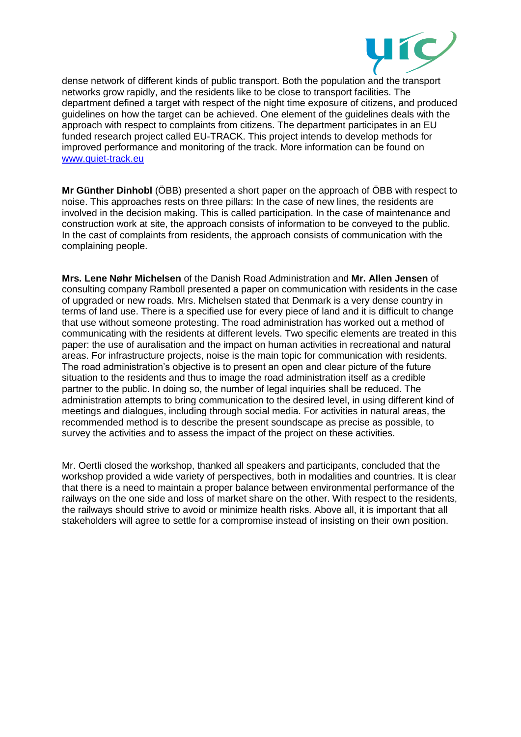dense network of different kinds of public transport. Both the population and the transport networks grow rapidly, and the residents like to be close to transport facilities. The department defined a target with respect of the night time exposure of citizens, and produced guidelines on how the target can be achieved. One element of the guidelines deals with the approach with respect to complaints from citizens. The department participates in an EU funded research project called EU-TRACK. This project intends to develop methods for improved performance and monitoring of the track. More information can be found on [www.quiet-track.eu](http://www.quiet-track.eu)

**Mr Günther Dinhobl** (ÖBB) presented a short paper on the approach of ÖBB with respect to noise. This approaches rests on three pillars: In the case of new lines, the residents are involved in the decision making. This is called participation. In the case of maintenance and construction work at site, the approach consists of information to be conveyed to the public. In the cast of complaints from residents, the approach consists of communication with the complaining people.

**Mrs. Lene Nøhr Michelsen** of the Danish Road Administration and **Mr. Allen Jensen** of consulting company Ramboll presented a paper on communication with residents in the case of upgraded or new roads. Mrs. Michelsen stated that Denmark is a very dense country in terms of land use. There is a specified use for every piece of land and it is difficult to change that use without someone protesting. The road administration has worked out a method of communicating with the residents at different levels. Two specific elements are treated in this paper: the use of auralisation and the impact on human activities in recreational and natural areas. For infrastructure projects, noise is the main topic for communication with residents. The road administration's objective is to present an open and clear picture of the future situation to the residents and thus to image the road administration itself as a credible partner to the public. In doing so, the number of legal inquiries shall be reduced. The administration attempts to bring communication to the desired level, in using different kind of meetings and dialogues, including through social media. For activities in natural areas, the recommended method is to describe the present soundscape as precise as possible, to survey the activities and to assess the impact of the project on these activities.

Mr. Oertli closed the workshop, thanked all speakers and participants, concluded that the workshop provided a wide variety of perspectives, both in modalities and countries. It is clear that there is a need to maintain a proper balance between environmental performance of the railways on the one side and loss of market share on the other. With respect to the residents, the railways should strive to avoid or minimize health risks. Above all, it is important that all stakeholders will agree to settle for a compromise instead of insisting on their own position.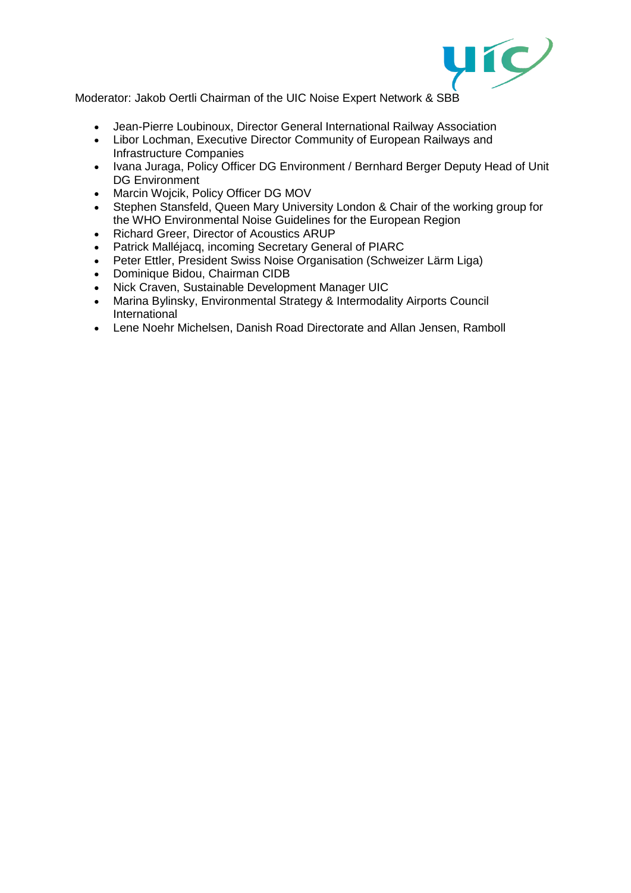Moderator: Jakob Oertli Chairman of the UIC Noise Expert Network & SBB

- Jean-Pierre Loubinoux, Director General International Railway Association
- Libor Lochman, Executive Director Community of European Railways and Infrastructure Companies
- Ivana Juraga, Policy Officer DG Environment / Bernhard Berger Deputy Head of Unit DG Environment
- Marcin Wojcik, Policy Officer DG MOV
- Stephen Stansfeld, Queen Mary University London & Chair of the working group for the WHO Environmental Noise Guidelines for the European Region
- Richard Greer, Director of Acoustics ARUP
- Patrick Malléjacq, incoming Secretary General of PIARC
- Peter Ettler, President Swiss Noise Organisation (Schweizer Lärm Liga)
- Dominique Bidou, Chairman CIDB
- Nick Craven, Sustainable Development Manager UIC
- Marina Bylinsky, Environmental Strategy & Intermodality Airports Council International
- Lene Noehr Michelsen, Danish Road Directorate and Allan Jensen, Ramboll